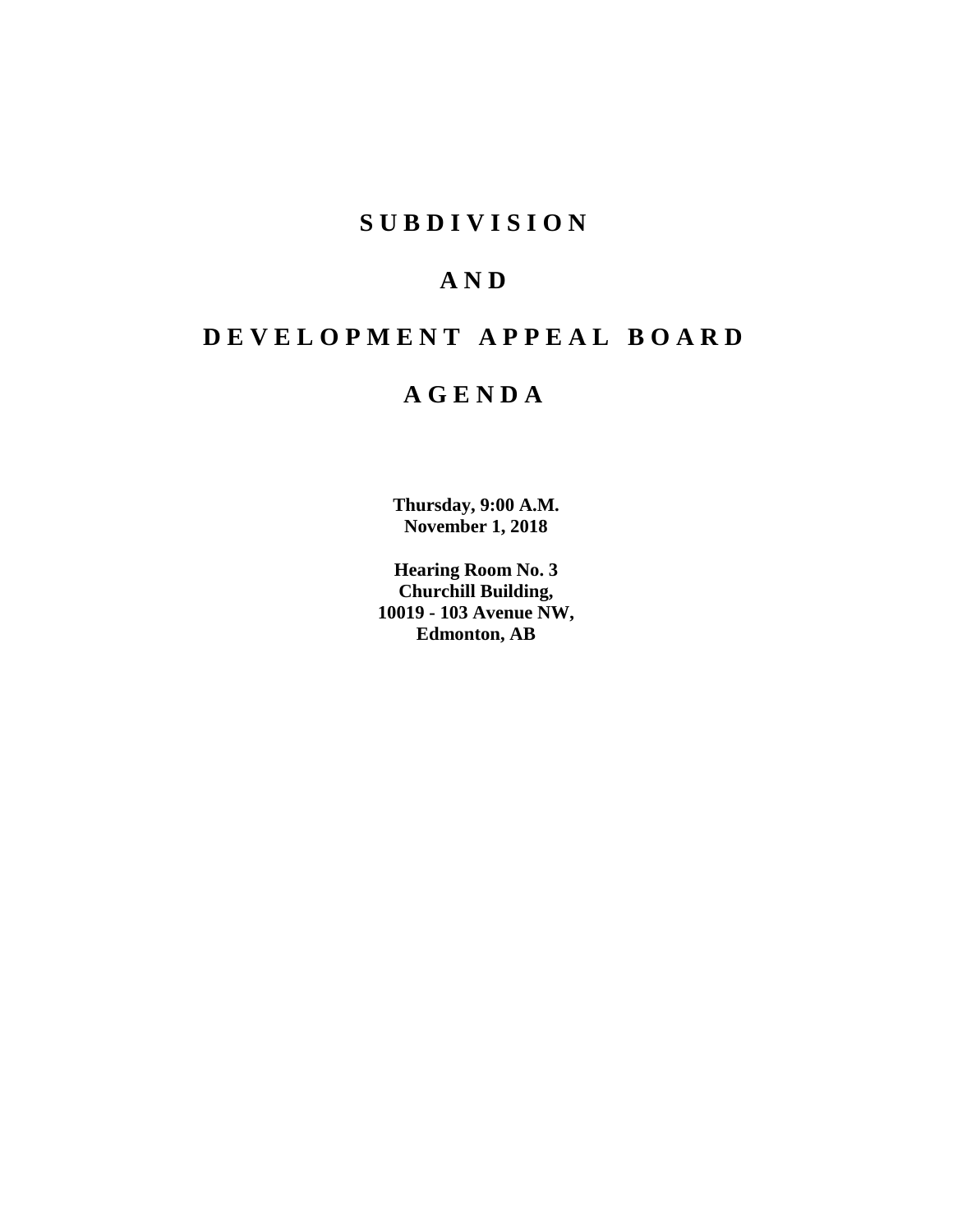# SUBDIVISION

# AND

# DEVELOPMENT APPEAL BOARD

# AGENDA

**Thursday, 9:00 A.M.**
**November 1, 2018**

**Hearing Room No. 3**
**Churchill Building,**
**10019 - 103 Avenue NW,**
**Edmonton, AB**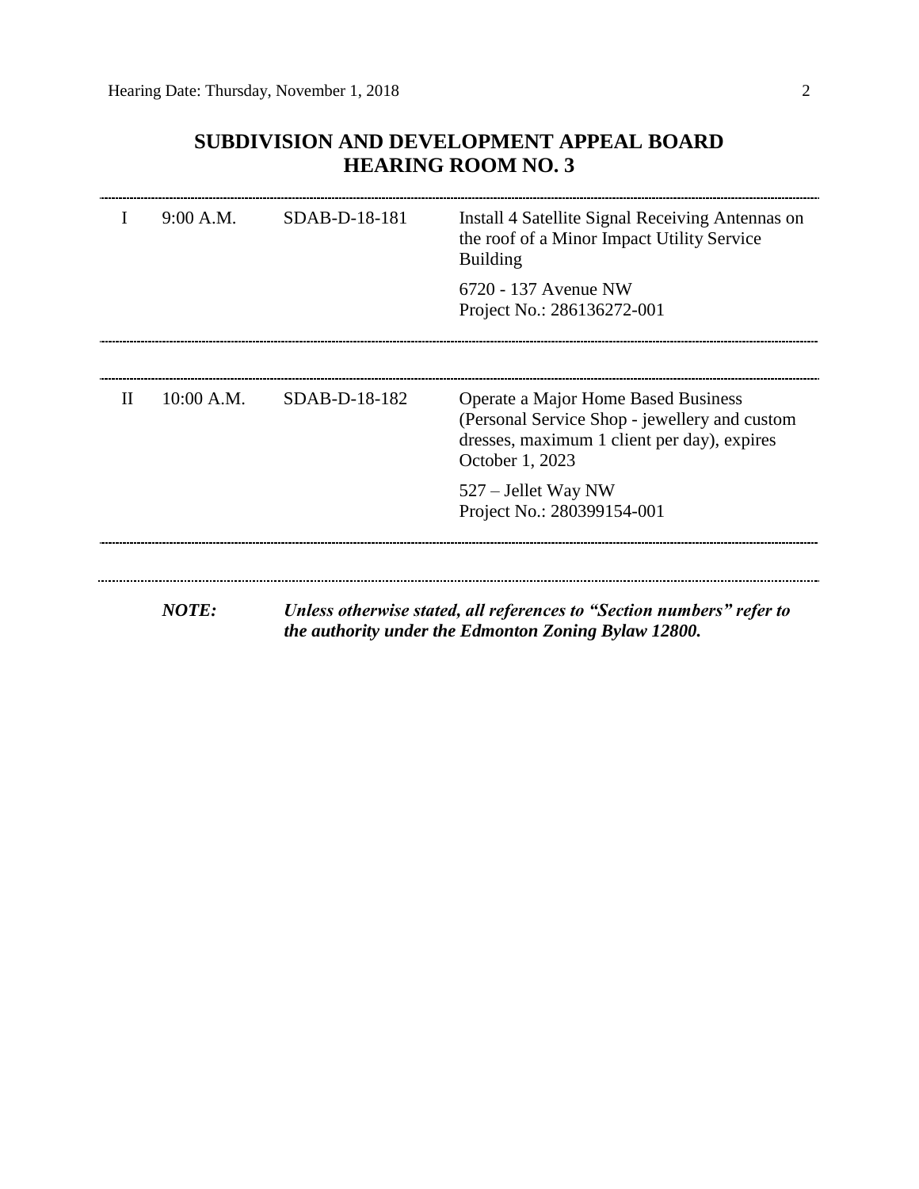## SUBDIVISION AND DEVELOPMENT APPEAL BOARD
## HEARING ROOM NO. 3

| | | | |
|---|---|---|---|
| I | 9:00 A.M. | SDAB-D-18-181 | Install 4 Satellite Signal Receiving Antennas on the roof of a Minor Impact Utility Service Building<br><br>6720 - 137 Avenue NW<br>Project No.: 286136272-001 |
| II | 10:00 A.M. | SDAB-D-18-182 | Operate a Major Home Based Business (Personal Service Shop - jewellery and custom dresses, maximum 1 client per day), expires October 1, 2023<br><br>527 – Jellet Way NW<br>Project No.: 280399154-001 |

***NOTE:*** ***Unless otherwise stated, all references to "Section numbers" refer to the authority under the Edmonton Zoning Bylaw 12800.***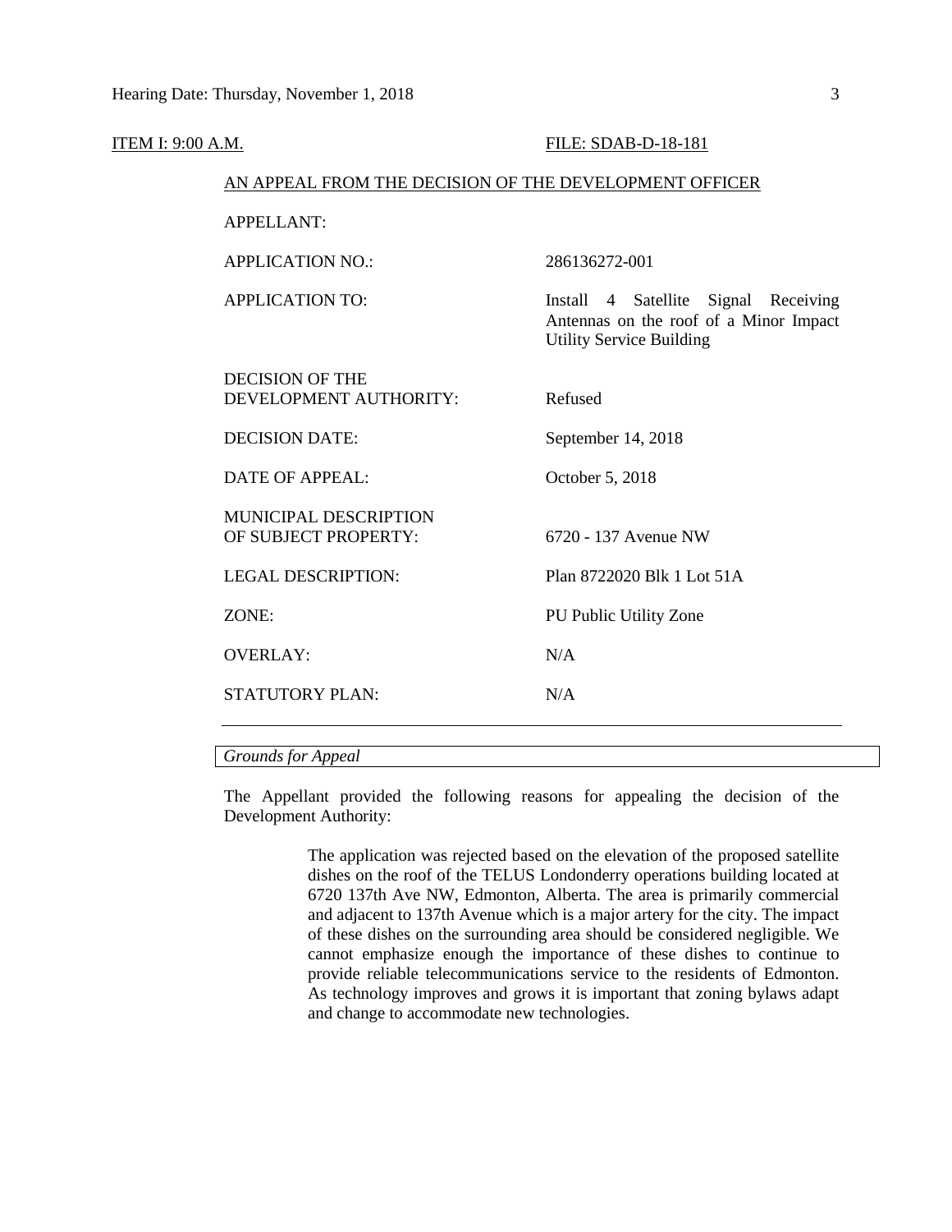ITEM I: 9:00 A.M. FILE: SDAB-D-18-181

AN APPEAL FROM THE DECISION OF THE DEVELOPMENT OFFICER

| | |
|---|---|
| APPELLANT: | |
| APPLICATION NO.: | 286136272-001 |
| APPLICATION TO: | Install 4 Satellite Signal Receiving Antennas on the roof of a Minor Impact Utility Service Building |
| DECISION OF THE DEVELOPMENT AUTHORITY: | Refused |
| DECISION DATE: | September 14, 2018 |
| DATE OF APPEAL: | October 5, 2018 |
| MUNICIPAL DESCRIPTION OF SUBJECT PROPERTY: | 6720 - 137 Avenue NW |
| LEGAL DESCRIPTION: | Plan 8722020 Blk 1 Lot 51A |
| ZONE: | PU Public Utility Zone |
| OVERLAY: | N/A |
| STATUTORY PLAN: | N/A |

*Grounds for Appeal*

The Appellant provided the following reasons for appealing the decision of the Development Authority:

> The application was rejected based on the elevation of the proposed satellite dishes on the roof of the TELUS Londonderry operations building located at 6720 137th Ave NW, Edmonton, Alberta. The area is primarily commercial and adjacent to 137th Avenue which is a major artery for the city. The impact of these dishes on the surrounding area should be considered negligible. We cannot emphasize enough the importance of these dishes to continue to provide reliable telecommunications service to the residents of Edmonton. As technology improves and grows it is important that zoning bylaws adapt and change to accommodate new technologies.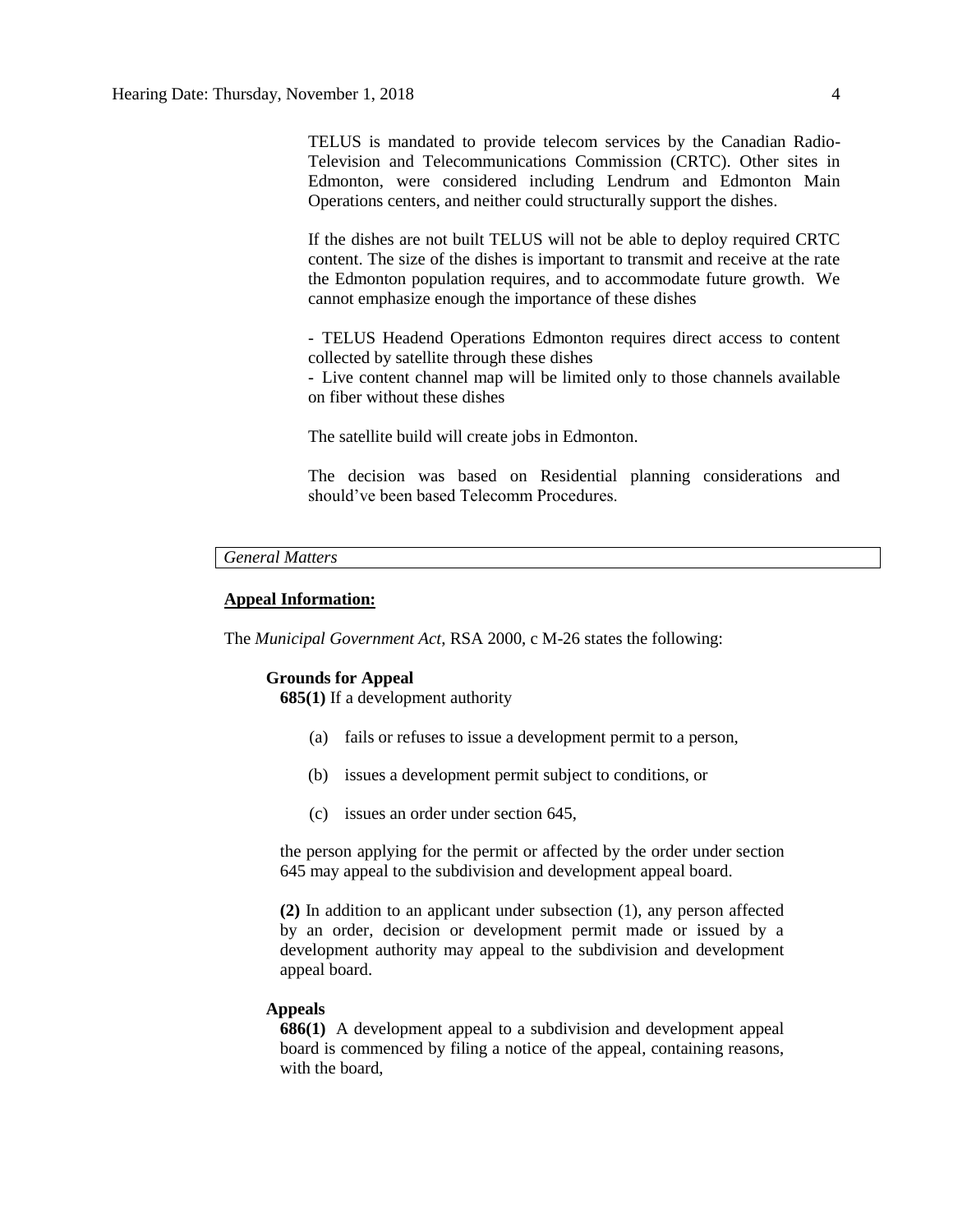TELUS is mandated to provide telecom services by the Canadian Radio-Television and Telecommunications Commission (CRTC). Other sites in Edmonton, were considered including Lendrum and Edmonton Main Operations centers, and neither could structurally support the dishes.

If the dishes are not built TELUS will not be able to deploy required CRTC content. The size of the dishes is important to transmit and receive at the rate the Edmonton population requires, and to accommodate future growth. We cannot emphasize enough the importance of these dishes

- TELUS Headend Operations Edmonton requires direct access to content collected by satellite through these dishes
- Live content channel map will be limited only to those channels available on fiber without these dishes

The satellite build will create jobs in Edmonton.

The decision was based on Residential planning considerations and should've been based Telecomm Procedures.

*General Matters*

**Appeal Information:**

The *Municipal Government Act*, RSA 2000, c M-26 states the following:

**Grounds for Appeal**

**685(1)** If a development authority

(a) fails or refuses to issue a development permit to a person,

(b) issues a development permit subject to conditions, or

(c) issues an order under section 645,

the person applying for the permit or affected by the order under section 645 may appeal to the subdivision and development appeal board.

**(2)** In addition to an applicant under subsection (1), any person affected by an order, decision or development permit made or issued by a development authority may appeal to the subdivision and development appeal board.

**Appeals**

**686(1)** A development appeal to a subdivision and development appeal board is commenced by filing a notice of the appeal, containing reasons, with the board,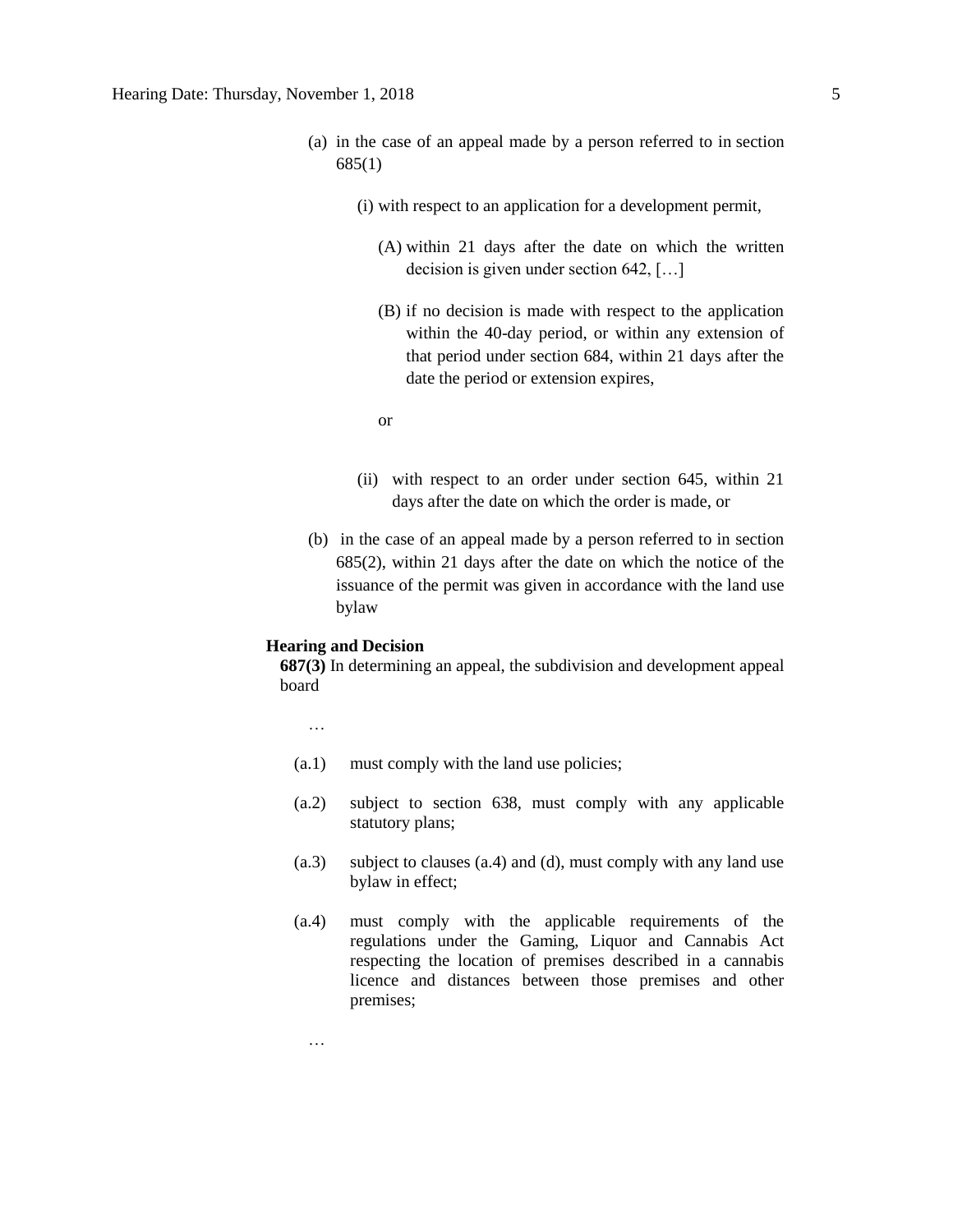(a) in the case of an appeal made by a person referred to in section 685(1)

(i) with respect to an application for a development permit,

(A) within 21 days after the date on which the written decision is given under section 642, […]

(B) if no decision is made with respect to the application within the 40-day period, or within any extension of that period under section 684, within 21 days after the date the period or extension expires,

or

(ii) with respect to an order under section 645, within 21 days after the date on which the order is made, or

(b) in the case of an appeal made by a person referred to in section 685(2), within 21 days after the date on which the notice of the issuance of the permit was given in accordance with the land use bylaw

**Hearing and Decision**

**687(3)** In determining an appeal, the subdivision and development appeal board

…

(a.1) must comply with the land use policies;

(a.2) subject to section 638, must comply with any applicable statutory plans;

(a.3) subject to clauses (a.4) and (d), must comply with any land use bylaw in effect;

(a.4) must comply with the applicable requirements of the regulations under the Gaming, Liquor and Cannabis Act respecting the location of premises described in a cannabis licence and distances between those premises and other premises;

…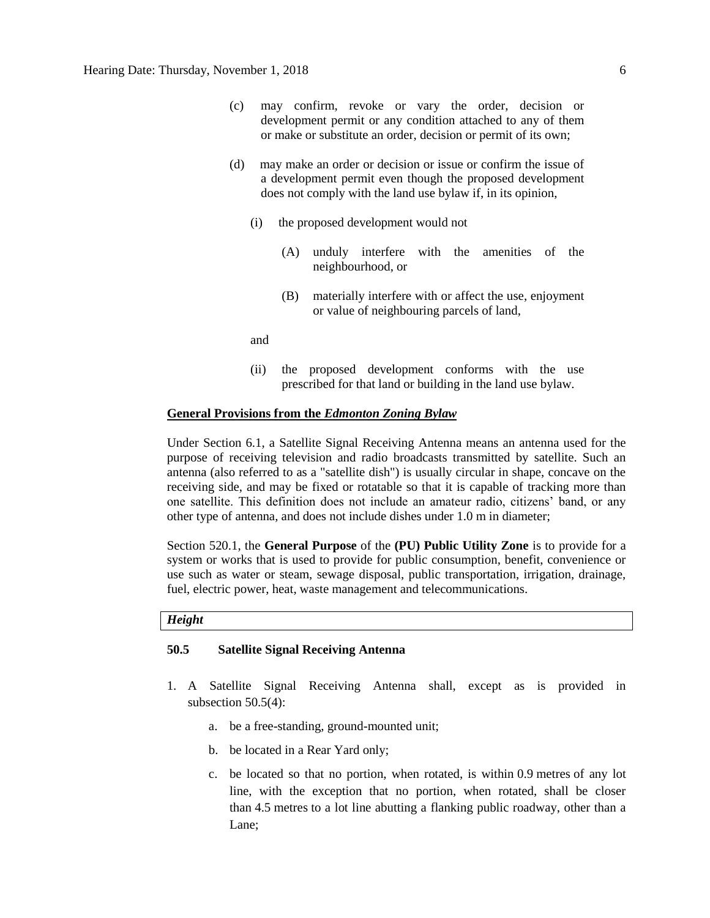(c) may confirm, revoke or vary the order, decision or development permit or any condition attached to any of them or make or substitute an order, decision or permit of its own;

(d) may make an order or decision or issue or confirm the issue of a development permit even though the proposed development does not comply with the land use bylaw if, in its opinion,

(i) the proposed development would not

(A) unduly interfere with the amenities of the neighbourhood, or

(B) materially interfere with or affect the use, enjoyment or value of neighbouring parcels of land,

and

(ii) the proposed development conforms with the use prescribed for that land or building in the land use bylaw.

**General Provisions from the *Edmonton Zoning Bylaw***

Under Section 6.1, a Satellite Signal Receiving Antenna means an antenna used for the purpose of receiving television and radio broadcasts transmitted by satellite. Such an antenna (also referred to as a "satellite dish") is usually circular in shape, concave on the receiving side, and may be fixed or rotatable so that it is capable of tracking more than one satellite. This definition does not include an amateur radio, citizens' band, or any other type of antenna, and does not include dishes under 1.0 m in diameter;

Section 520.1, the **General Purpose** of the **(PU) Public Utility Zone** is to provide for a system or works that is used to provide for public consumption, benefit, convenience or use such as water or steam, sewage disposal, public transportation, irrigation, drainage, fuel, electric power, heat, waste management and telecommunications.

***Height***

**50.5 Satellite Signal Receiving Antenna**

1. A Satellite Signal Receiving Antenna shall, except as is provided in subsection 50.5(4):

   a. be a free-standing, ground-mounted unit;

   b. be located in a Rear Yard only;

   c. be located so that no portion, when rotated, is within 0.9 metres of any lot line, with the exception that no portion, when rotated, shall be closer than 4.5 metres to a lot line abutting a flanking public roadway, other than a Lane;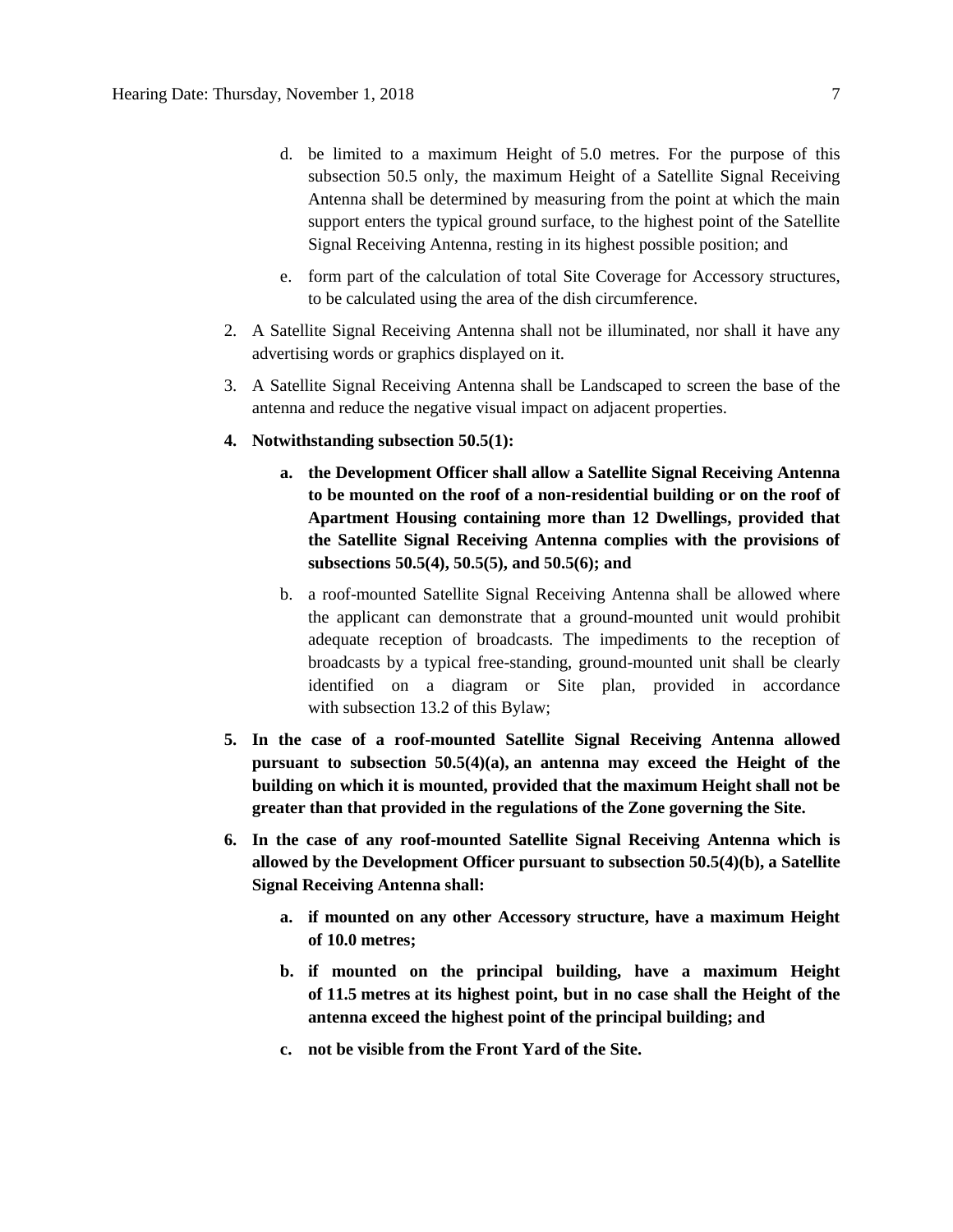d. be limited to a maximum Height of 5.0 metres. For the purpose of this subsection 50.5 only, the maximum Height of a Satellite Signal Receiving Antenna shall be determined by measuring from the point at which the main support enters the typical ground surface, to the highest point of the Satellite Signal Receiving Antenna, resting in its highest possible position; and

e. form part of the calculation of total Site Coverage for Accessory structures, to be calculated using the area of the dish circumference.

2. A Satellite Signal Receiving Antenna shall not be illuminated, nor shall it have any advertising words or graphics displayed on it.

3. A Satellite Signal Receiving Antenna shall be Landscaped to screen the base of the antenna and reduce the negative visual impact on adjacent properties.

4. **Notwithstanding subsection 50.5(1):**

   a. **the Development Officer shall allow a Satellite Signal Receiving Antenna to be mounted on the roof of a non-residential building or on the roof of Apartment Housing containing more than 12 Dwellings, provided that the Satellite Signal Receiving Antenna complies with the provisions of subsections 50.5(4), 50.5(5), and 50.5(6); and**

   b. a roof-mounted Satellite Signal Receiving Antenna shall be allowed where the applicant can demonstrate that a ground-mounted unit would prohibit adequate reception of broadcasts. The impediments to the reception of broadcasts by a typical free-standing, ground-mounted unit shall be clearly identified on a diagram or Site plan, provided in accordance with subsection 13.2 of this Bylaw;

5. **In the case of a roof-mounted Satellite Signal Receiving Antenna allowed pursuant to subsection 50.5(4)(a), an antenna may exceed the Height of the building on which it is mounted, provided that the maximum Height shall not be greater than that provided in the regulations of the Zone governing the Site.**

6. **In the case of any roof-mounted Satellite Signal Receiving Antenna which is allowed by the Development Officer pursuant to subsection 50.5(4)(b), a Satellite Signal Receiving Antenna shall:**

   a. **if mounted on any other Accessory structure, have a maximum Height of 10.0 metres;**

   b. **if mounted on the principal building, have a maximum Height of 11.5 metres at its highest point, but in no case shall the Height of the antenna exceed the highest point of the principal building; and**

   c. **not be visible from the Front Yard of the Site.**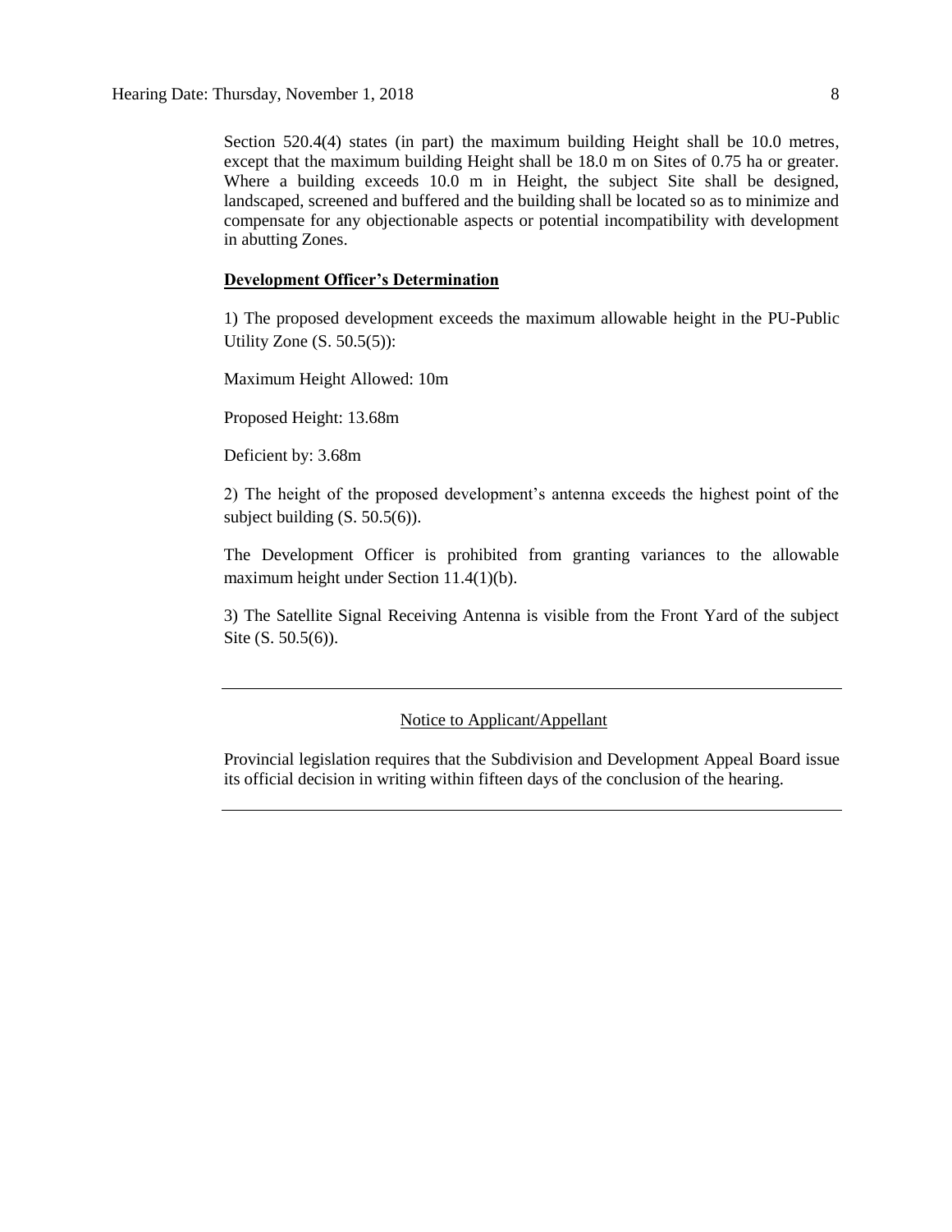Section 520.4(4) states (in part) the maximum building Height shall be 10.0 metres, except that the maximum building Height shall be 18.0 m on Sites of 0.75 ha or greater. Where a building exceeds 10.0 m in Height, the subject Site shall be designed, landscaped, screened and buffered and the building shall be located so as to minimize and compensate for any objectionable aspects or potential incompatibility with development in abutting Zones.

**Development Officer's Determination**

1) The proposed development exceeds the maximum allowable height in the PU-Public Utility Zone (S. 50.5(5)):

Maximum Height Allowed: 10m

Proposed Height: 13.68m

Deficient by: 3.68m

2) The height of the proposed development's antenna exceeds the highest point of the subject building (S. 50.5(6)).

The Development Officer is prohibited from granting variances to the allowable maximum height under Section 11.4(1)(b).

3) The Satellite Signal Receiving Antenna is visible from the Front Yard of the subject Site (S. 50.5(6)).

---

Notice to Applicant/Appellant

Provincial legislation requires that the Subdivision and Development Appeal Board issue its official decision in writing within fifteen days of the conclusion of the hearing.

---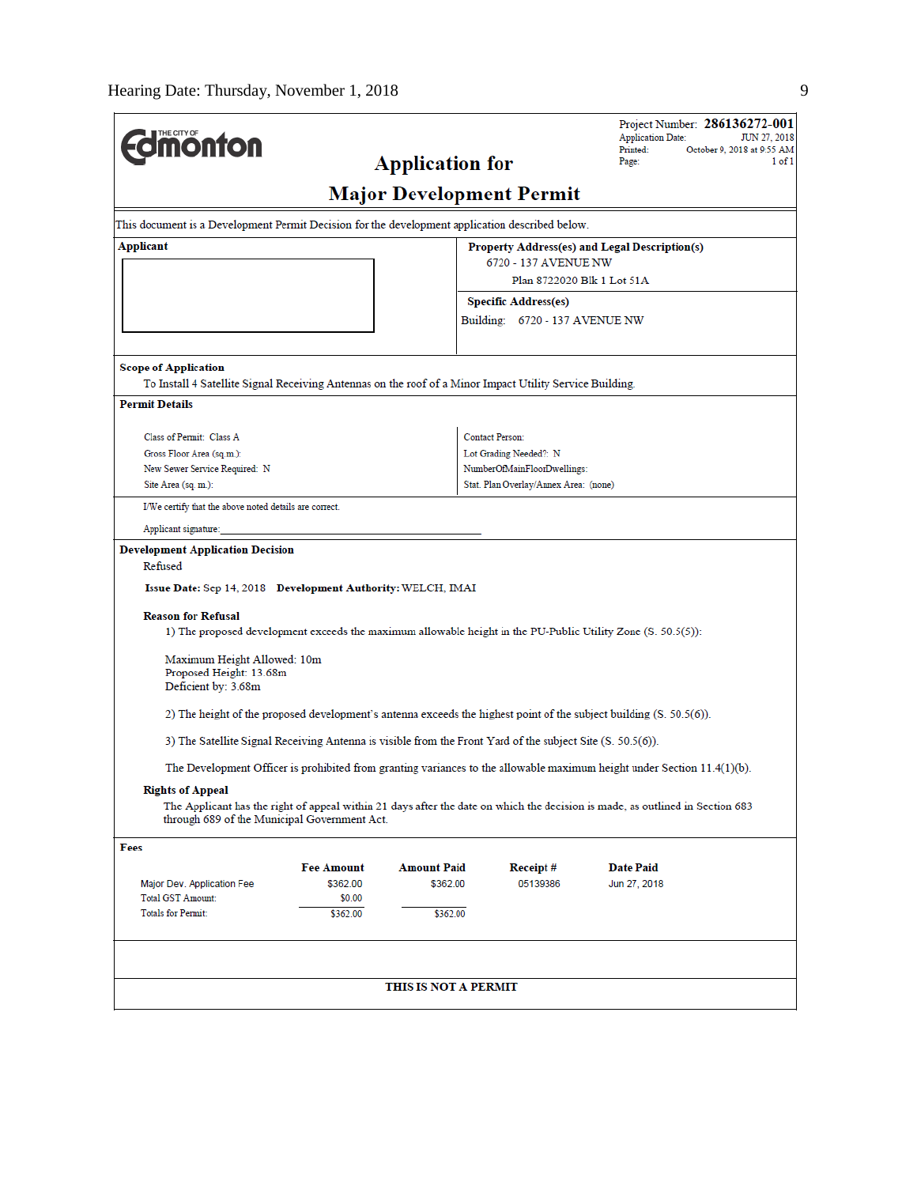Hearing Date: Thursday, November 1, 2018

Project Number: **286136272-001**
Application Date: JUN 27, 2018
Printed: October 9, 2018 at 9:55 AM
Page: 1 of 1

THE CITY OF **Edmonton**

# Application for
# Major Development Permit

This document is a Development Permit Decision for the development application described below.

**Applicant**

**Property Address(es) and Legal Description(s)**
6720 - 137 AVENUE NW
Plan 8722020 Blk 1 Lot 51A

**Specific Address(es)**
Building: 6720 - 137 AVENUE NW

**Scope of Application**
To Install 4 Satellite Signal Receiving Antennas on the roof of a Minor Impact Utility Service Building.

**Permit Details**

Class of Permit: Class A
Gross Floor Area (sq.m.):
New Sewer Service Required: N
Site Area (sq. m.):

Contact Person:
Lot Grading Needed?: N
NumberOfMainFloorDwellings:
Stat. Plan Overlay/Annex Area: (none)

I/We certify that the above noted details are correct.

Applicant signature:_______________________________

**Development Application Decision**
Refused

**Issue Date:** Sep 14, 2018 **Development Authority:** WELCH, IMAI

**Reason for Refusal**

1) The proposed development exceeds the maximum allowable height in the PU-Public Utility Zone (S. 50.5(5)):

Maximum Height Allowed: 10m
Proposed Height: 13.68m
Deficient by: 3.68m

2) The height of the proposed development's antenna exceeds the highest point of the subject building (S. 50.5(6)).

3) The Satellite Signal Receiving Antenna is visible from the Front Yard of the subject Site (S. 50.5(6)).

The Development Officer is prohibited from granting variances to the allowable maximum height under Section 11.4(1)(b).

**Rights of Appeal**
The Applicant has the right of appeal within 21 days after the date on which the decision is made, as outlined in Section 683 through 689 of the Municipal Government Act.

**Fees**

| | Fee Amount | Amount Paid | Receipt # | Date Paid |
|---|---|---|---|---|
| Major Dev. Application Fee | $362.00 | $362.00 | 05139386 | Jun 27, 2018 |
| Total GST Amount: | $0.00 | | | |
| Totals for Permit: | $362.00 | $362.00 | | |

**THIS IS NOT A PERMIT**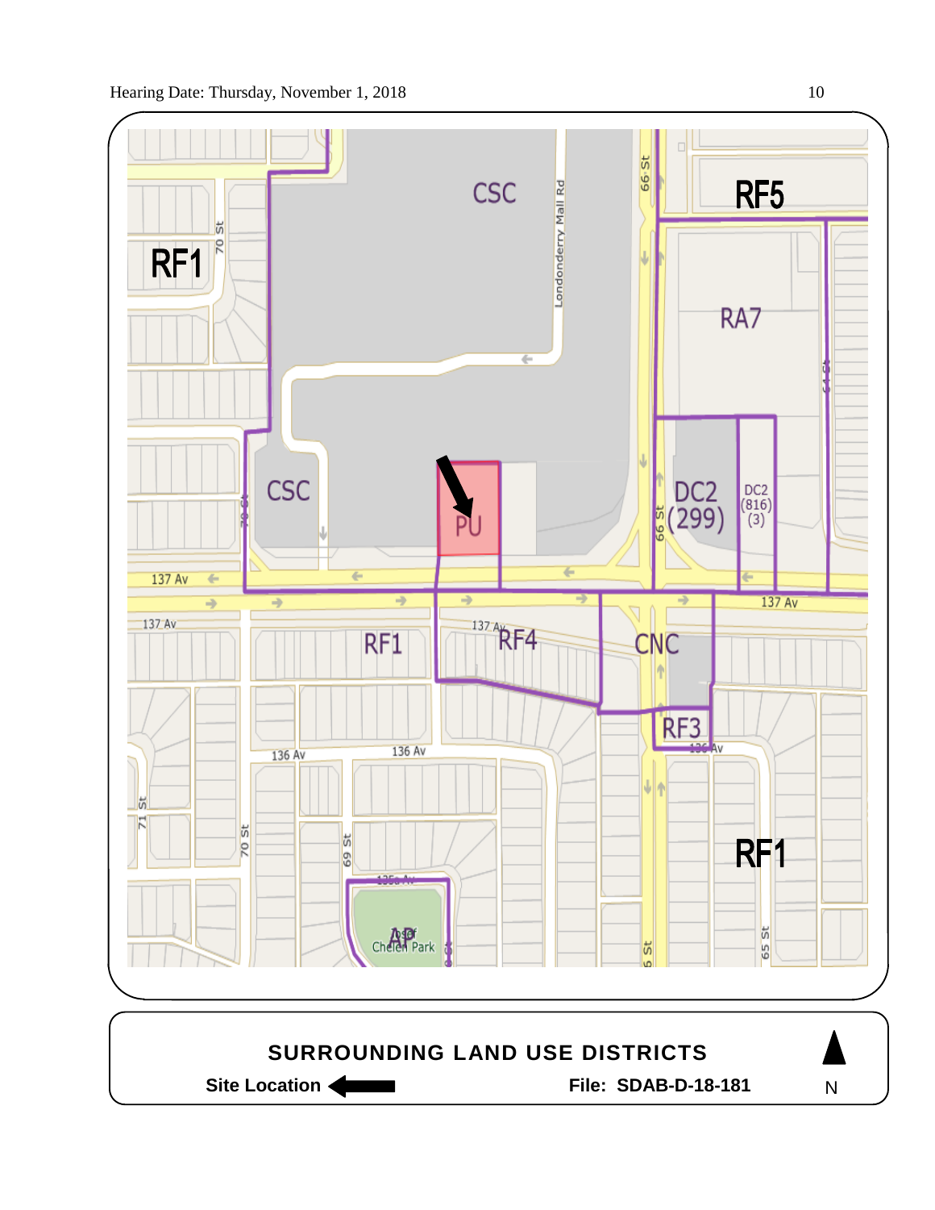Hearing Date: Thursday, November 1, 2018

RF5

CSC

RF1

RA7

CSC

DC2 (299)

DC2 (816) (3)

PU

137 Av

137 Av

RF1

RF4

CNC

RF3

RF1

AP

**SURROUNDING LAND USE DISTRICTS**

**Site Location** ←

**File: SDAB-D-18-181**

N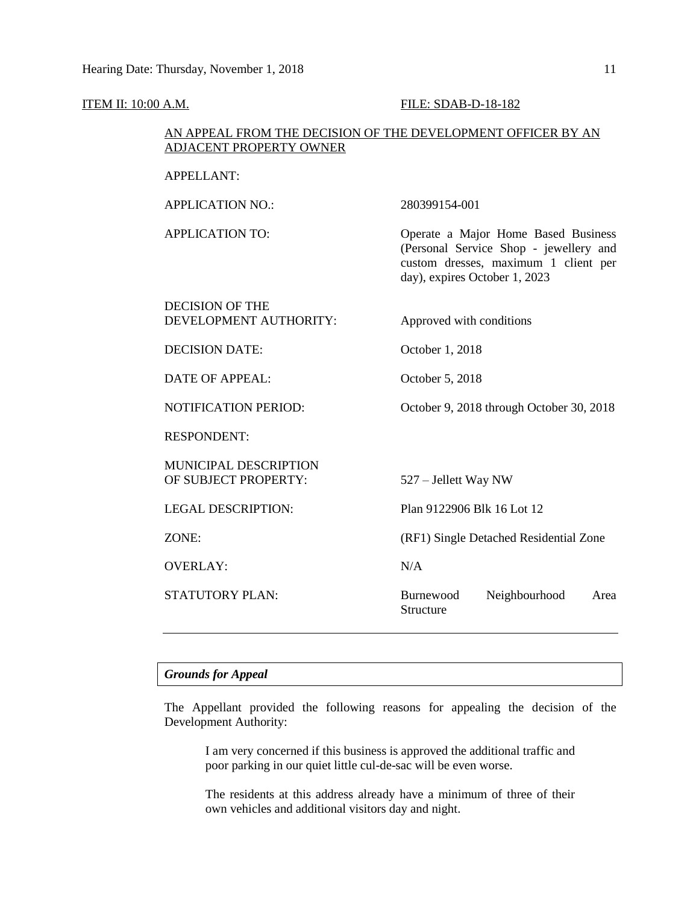ITEM II: 10:00 A.M. FILE: SDAB-D-18-182

AN APPEAL FROM THE DECISION OF THE DEVELOPMENT OFFICER BY AN ADJACENT PROPERTY OWNER

| | |
|---|---|
| APPELLANT: | |
| APPLICATION NO.: | 280399154-001 |
| APPLICATION TO: | Operate a Major Home Based Business (Personal Service Shop - jewellery and custom dresses, maximum 1 client per day), expires October 1, 2023 |
| DECISION OF THE DEVELOPMENT AUTHORITY: | Approved with conditions |
| DECISION DATE: | October 1, 2018 |
| DATE OF APPEAL: | October 5, 2018 |
| NOTIFICATION PERIOD: | October 9, 2018 through October 30, 2018 |
| RESPONDENT: | |
| MUNICIPAL DESCRIPTION OF SUBJECT PROPERTY: | 527 – Jellett Way NW |
| LEGAL DESCRIPTION: | Plan 9122906 Blk 16 Lot 12 |
| ZONE: | (RF1) Single Detached Residential Zone |
| OVERLAY: | N/A |
| STATUTORY PLAN: | Burnewood Neighbourhood Area Structure |

---

***Grounds for Appeal***

The Appellant provided the following reasons for appealing the decision of the Development Authority:

> I am very concerned if this business is approved the additional traffic and poor parking in our quiet little cul-de-sac will be even worse.
>
> The residents at this address already have a minimum of three of their own vehicles and additional visitors day and night.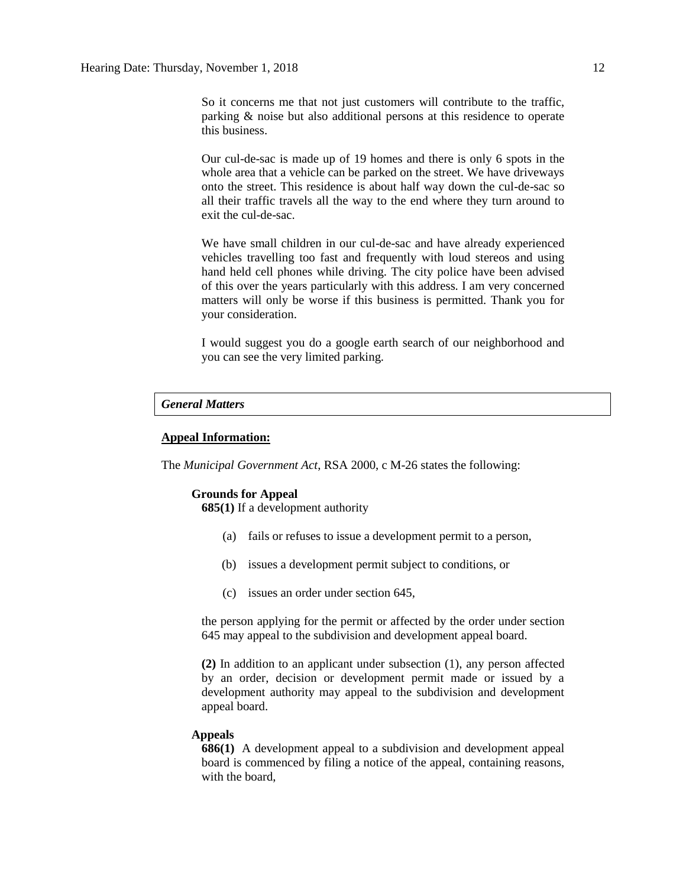So it concerns me that not just customers will contribute to the traffic, parking & noise but also additional persons at this residence to operate this business.

Our cul-de-sac is made up of 19 homes and there is only 6 spots in the whole area that a vehicle can be parked on the street. We have driveways onto the street. This residence is about half way down the cul-de-sac so all their traffic travels all the way to the end where they turn around to exit the cul-de-sac.

We have small children in our cul-de-sac and have already experienced vehicles travelling too fast and frequently with loud stereos and using hand held cell phones while driving. The city police have been advised of this over the years particularly with this address. I am very concerned matters will only be worse if this business is permitted. Thank you for your consideration.

I would suggest you do a google earth search of our neighborhood and you can see the very limited parking.

***General Matters***

**Appeal Information:**

The *Municipal Government Act*, RSA 2000, c M-26 states the following:

**Grounds for Appeal**

**685(1)** If a development authority

(a) fails or refuses to issue a development permit to a person,

(b) issues a development permit subject to conditions, or

(c) issues an order under section 645,

the person applying for the permit or affected by the order under section 645 may appeal to the subdivision and development appeal board.

**(2)** In addition to an applicant under subsection (1), any person affected by an order, decision or development permit made or issued by a development authority may appeal to the subdivision and development appeal board.

**Appeals**

**686(1)** A development appeal to a subdivision and development appeal board is commenced by filing a notice of the appeal, containing reasons, with the board,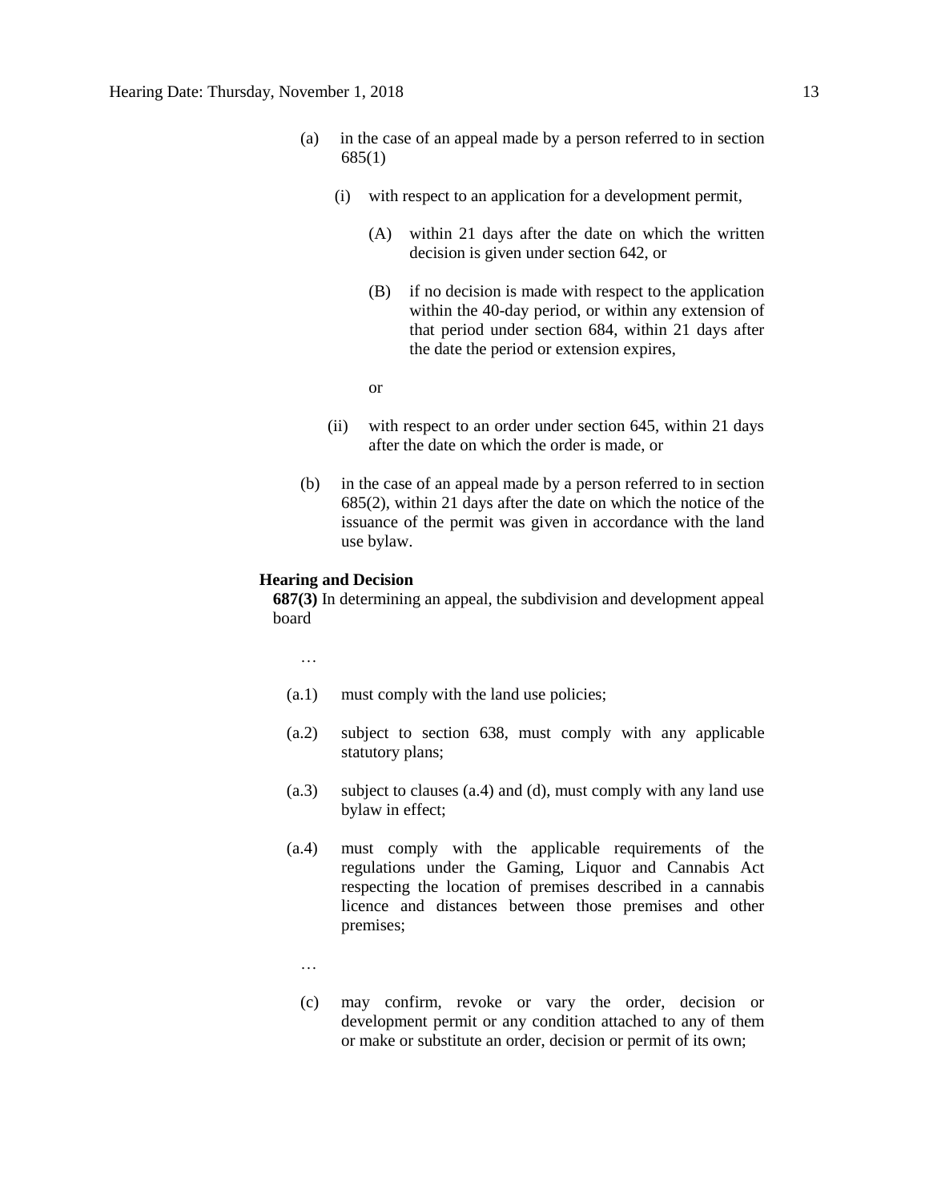(a) in the case of an appeal made by a person referred to in section 685(1)

(i) with respect to an application for a development permit,

(A) within 21 days after the date on which the written decision is given under section 642, or

(B) if no decision is made with respect to the application within the 40-day period, or within any extension of that period under section 684, within 21 days after the date the period or extension expires,

or

(ii) with respect to an order under section 645, within 21 days after the date on which the order is made, or

(b) in the case of an appeal made by a person referred to in section 685(2), within 21 days after the date on which the notice of the issuance of the permit was given in accordance with the land use bylaw.

**Hearing and Decision**

**687(3)** In determining an appeal, the subdivision and development appeal board

…

(a.1) must comply with the land use policies;

(a.2) subject to section 638, must comply with any applicable statutory plans;

(a.3) subject to clauses (a.4) and (d), must comply with any land use bylaw in effect;

(a.4) must comply with the applicable requirements of the regulations under the Gaming, Liquor and Cannabis Act respecting the location of premises described in a cannabis licence and distances between those premises and other premises;

…

(c) may confirm, revoke or vary the order, decision or development permit or any condition attached to any of them or make or substitute an order, decision or permit of its own;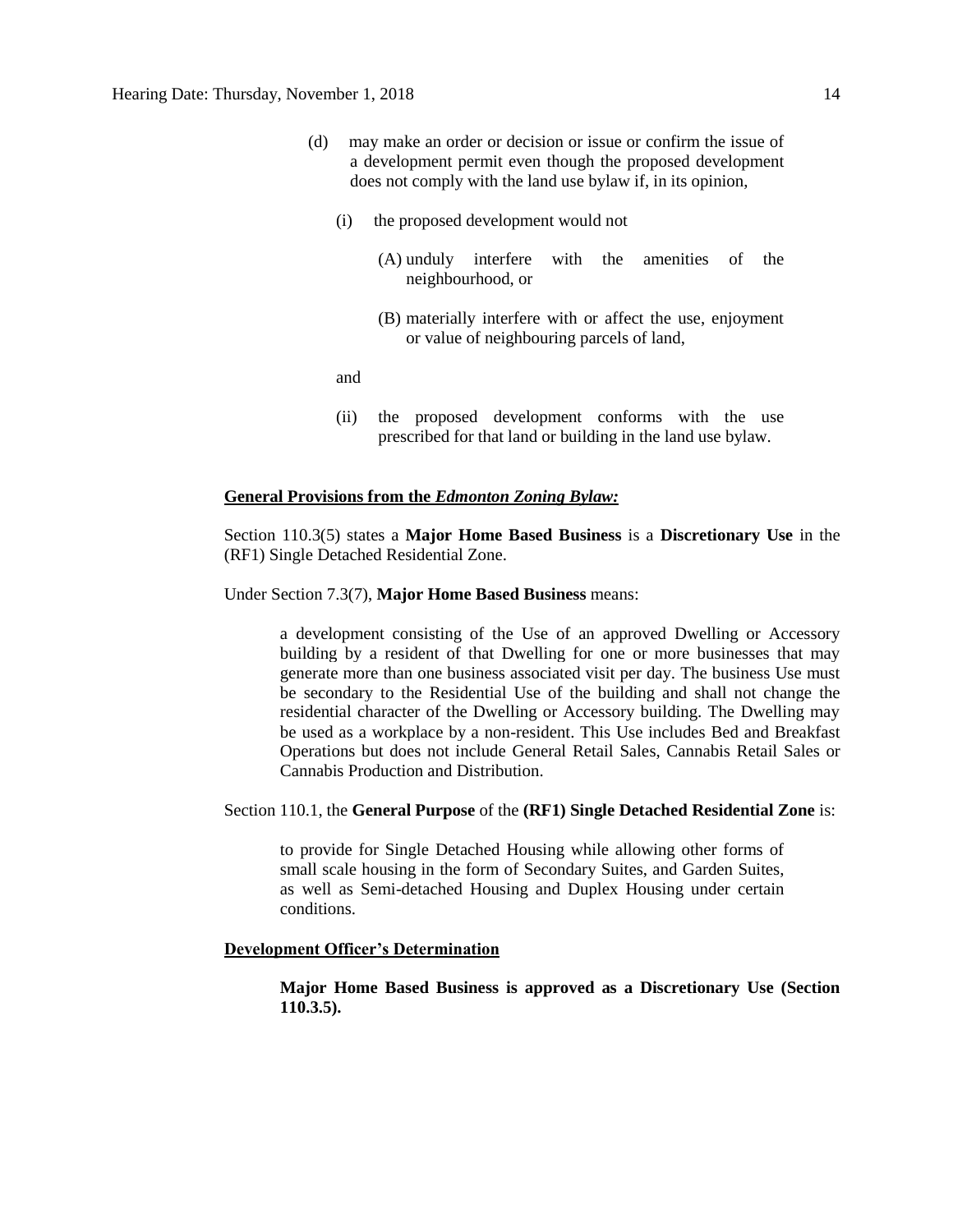(d) may make an order or decision or issue or confirm the issue of a development permit even though the proposed development does not comply with the land use bylaw if, in its opinion,

   (i) the proposed development would not

      (A) unduly interfere with the amenities of the neighbourhood, or

      (B) materially interfere with or affect the use, enjoyment or value of neighbouring parcels of land,

   and

   (ii) the proposed development conforms with the use prescribed for that land or building in the land use bylaw.

**General Provisions from the *Edmonton Zoning Bylaw:***

Section 110.3(5) states a **Major Home Based Business** is a **Discretionary Use** in the (RF1) Single Detached Residential Zone.

Under Section 7.3(7), **Major Home Based Business** means:

> a development consisting of the Use of an approved Dwelling or Accessory building by a resident of that Dwelling for one or more businesses that may generate more than one business associated visit per day. The business Use must be secondary to the Residential Use of the building and shall not change the residential character of the Dwelling or Accessory building. The Dwelling may be used as a workplace by a non-resident. This Use includes Bed and Breakfast Operations but does not include General Retail Sales, Cannabis Retail Sales or Cannabis Production and Distribution.

Section 110.1, the **General Purpose** of the **(RF1) Single Detached Residential Zone** is:

> to provide for Single Detached Housing while allowing other forms of small scale housing in the form of Secondary Suites, and Garden Suites, as well as Semi-detached Housing and Duplex Housing under certain conditions.

**Development Officer's Determination**

> **Major Home Based Business is approved as a Discretionary Use (Section 110.3.5).**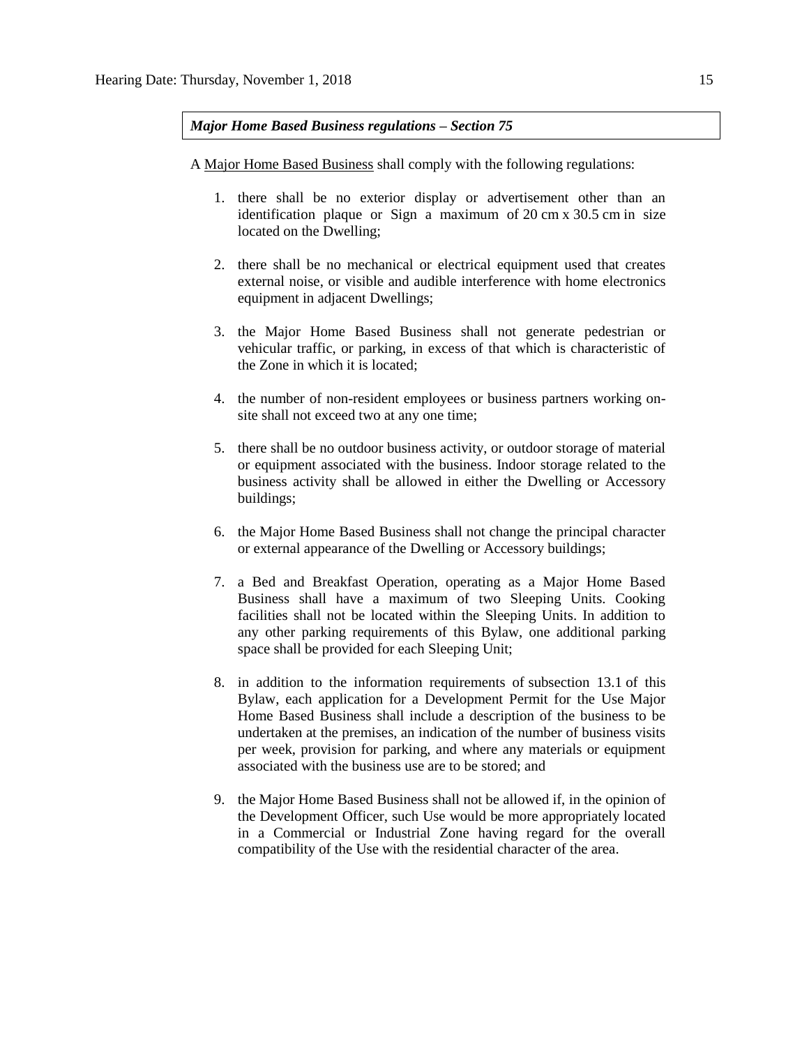***Major Home Based Business regulations – Section 75***

A Major Home Based Business shall comply with the following regulations:

1. there shall be no exterior display or advertisement other than an identification plaque or Sign a maximum of 20 cm x 30.5 cm in size located on the Dwelling;

2. there shall be no mechanical or electrical equipment used that creates external noise, or visible and audible interference with home electronics equipment in adjacent Dwellings;

3. the Major Home Based Business shall not generate pedestrian or vehicular traffic, or parking, in excess of that which is characteristic of the Zone in which it is located;

4. the number of non-resident employees or business partners working on-site shall not exceed two at any one time;

5. there shall be no outdoor business activity, or outdoor storage of material or equipment associated with the business. Indoor storage related to the business activity shall be allowed in either the Dwelling or Accessory buildings;

6. the Major Home Based Business shall not change the principal character or external appearance of the Dwelling or Accessory buildings;

7. a Bed and Breakfast Operation, operating as a Major Home Based Business shall have a maximum of two Sleeping Units. Cooking facilities shall not be located within the Sleeping Units. In addition to any other parking requirements of this Bylaw, one additional parking space shall be provided for each Sleeping Unit;

8. in addition to the information requirements of subsection 13.1 of this Bylaw, each application for a Development Permit for the Use Major Home Based Business shall include a description of the business to be undertaken at the premises, an indication of the number of business visits per week, provision for parking, and where any materials or equipment associated with the business use are to be stored; and

9. the Major Home Based Business shall not be allowed if, in the opinion of the Development Officer, such Use would be more appropriately located in a Commercial or Industrial Zone having regard for the overall compatibility of the Use with the residential character of the area.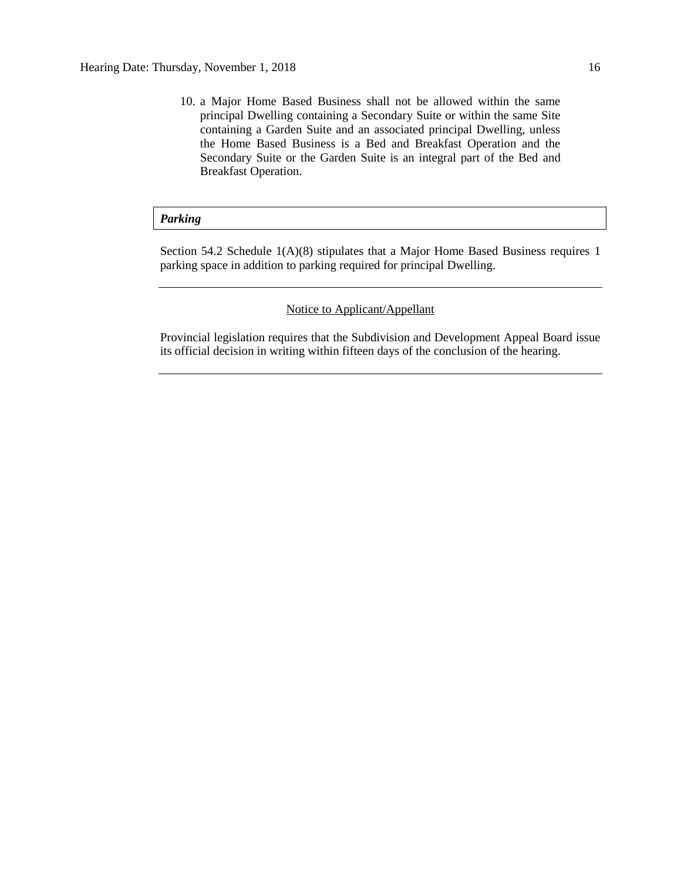10. a Major Home Based Business shall not be allowed within the same principal Dwelling containing a Secondary Suite or within the same Site containing a Garden Suite and an associated principal Dwelling, unless the Home Based Business is a Bed and Breakfast Operation and the Secondary Suite or the Garden Suite is an integral part of the Bed and Breakfast Operation.

***Parking***

Section 54.2 Schedule 1(A)(8) stipulates that a Major Home Based Business requires 1 parking space in addition to parking required for principal Dwelling.

---

Notice to Applicant/Appellant

Provincial legislation requires that the Subdivision and Development Appeal Board issue its official decision in writing within fifteen days of the conclusion of the hearing.

---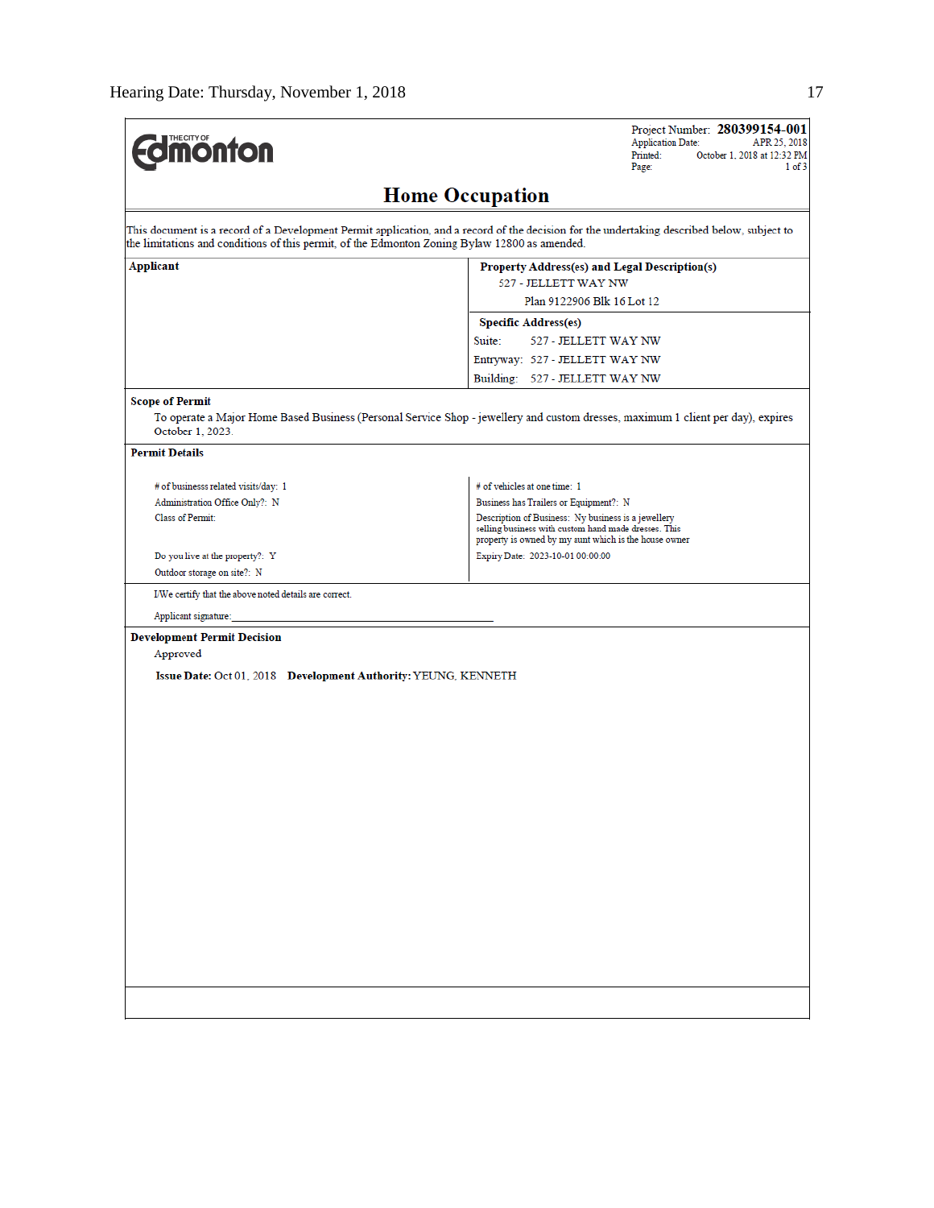**The City of Edmonton**

Project Number: **280399154-001**
Application Date: APR 25, 2018
Printed: October 1, 2018 at 12:32 PM
Page: 1 of 3

# Home Occupation

This document is a record of a Development Permit application, and a record of the decision for the undertaking described below, subject to the limitations and conditions of this permit, of the Edmonton Zoning Bylaw 12800 as amended.

| Applicant | Property Address(es) and Legal Description(s) |
|---|---|
| | 527 - JELLETT WAY NW<br>Plan 9122906 Blk 16 Lot 12 |
| | **Specific Address(es)**<br>Suite: 527 - JELLETT WAY NW<br>Entryway: 527 - JELLETT WAY NW<br>Building: 527 - JELLETT WAY NW |

**Scope of Permit**

To operate a Major Home Based Business (Personal Service Shop - jewellery and custom dresses, maximum 1 client per day), expires October 1, 2023.

**Permit Details**

| | |
|---|---|
| # of businesss related visits/day: 1 | # of vehicles at one time: 1 |
| Administration Office Only?: N | Business has Trailers or Equipment?: N |
| Class of Permit: | Description of Business: Ny business is a jewellery selling business with custom hand made dresses. This property is owned by my aunt which is the house owner |
| Do you live at the property?: Y | Expiry Date: 2023-10-01 00:00:00 |
| Outdoor storage on site?: N | |

I/We certify that the above noted details are correct.

Applicant signature:_______________________________________

**Development Permit Decision**

Approved

**Issue Date:** Oct 01, 2018 **Development Authority:** YEUNG, KENNETH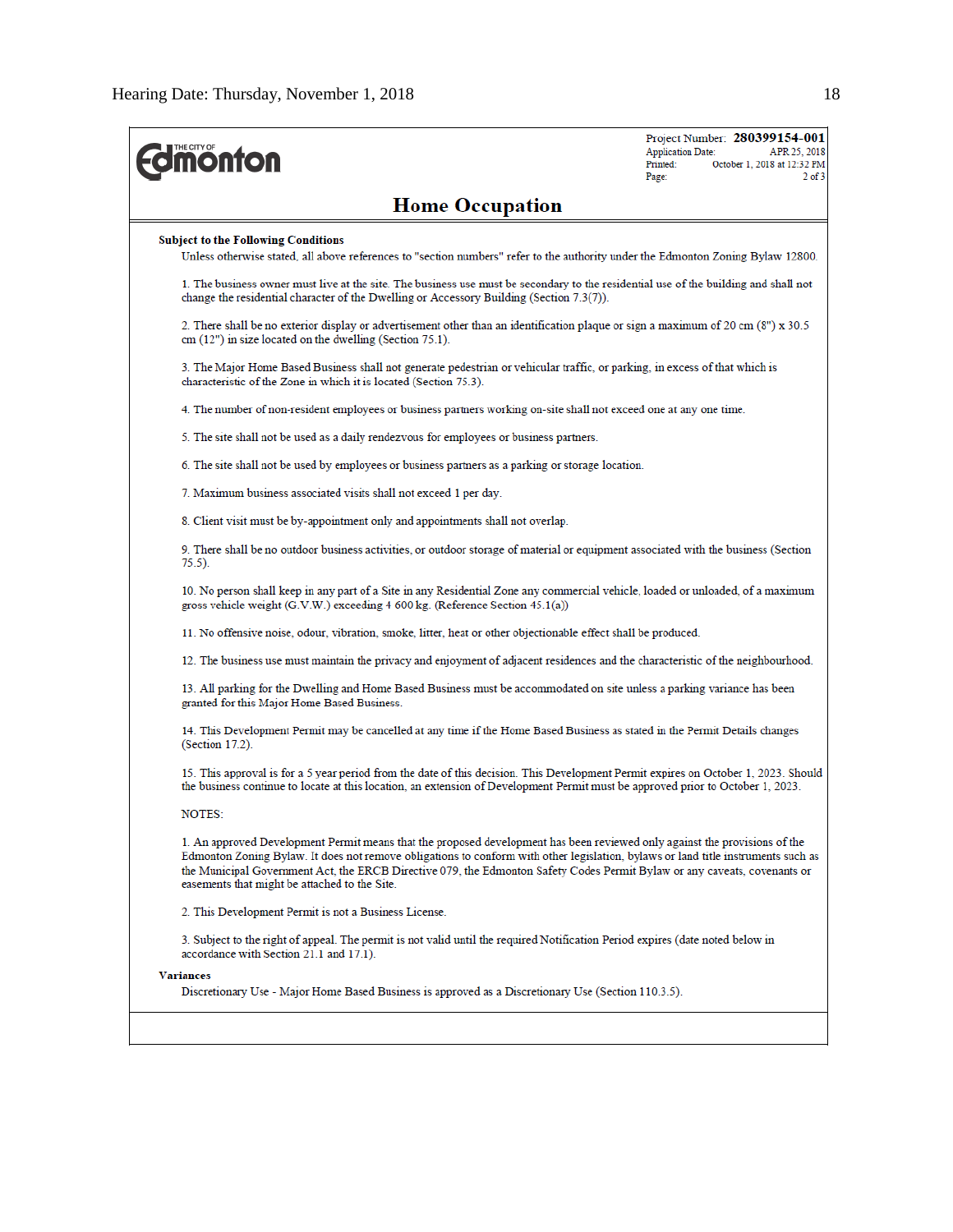THE CITY OF **Edmonton**

Project Number: **280399154-001**
Application Date: APR 25, 2018
Printed: October 1, 2018 at 12:32 PM
Page: 2 of 3

## Home Occupation

**Subject to the Following Conditions**

Unless otherwise stated, all above references to "section numbers" refer to the authority under the Edmonton Zoning Bylaw 12800.

1. The business owner must live at the site. The business use must be secondary to the residential use of the building and shall not change the residential character of the Dwelling or Accessory Building (Section 7.3(7)).

2. There shall be no exterior display or advertisement other than an identification plaque or sign a maximum of 20 cm (8") x 30.5 cm (12") in size located on the dwelling (Section 75.1).

3. The Major Home Based Business shall not generate pedestrian or vehicular traffic, or parking, in excess of that which is characteristic of the Zone in which it is located (Section 75.3).

4. The number of non-resident employees or business partners working on-site shall not exceed one at any one time.

5. The site shall not be used as a daily rendezvous for employees or business partners.

6. The site shall not be used by employees or business partners as a parking or storage location.

7. Maximum business associated visits shall not exceed 1 per day.

8. Client visit must be by-appointment only and appointments shall not overlap.

9. There shall be no outdoor business activities, or outdoor storage of material or equipment associated with the business (Section 75.5).

10. No person shall keep in any part of a Site in any Residential Zone any commercial vehicle, loaded or unloaded, of a maximum gross vehicle weight (G.V.W.) exceeding 4 600 kg. (Reference Section 45.1(a))

11. No offensive noise, odour, vibration, smoke, litter, heat or other objectionable effect shall be produced.

12. The business use must maintain the privacy and enjoyment of adjacent residences and the characteristic of the neighbourhood.

13. All parking for the Dwelling and Home Based Business must be accommodated on site unless a parking variance has been granted for this Major Home Based Business.

14. This Development Permit may be cancelled at any time if the Home Based Business as stated in the Permit Details changes (Section 17.2).

15. This approval is for a 5 year period from the date of this decision. This Development Permit expires on October 1, 2023. Should the business continue to locate at this location, an extension of Development Permit must be approved prior to October 1, 2023.

NOTES:

1. An approved Development Permit means that the proposed development has been reviewed only against the provisions of the Edmonton Zoning Bylaw. It does not remove obligations to conform with other legislation, bylaws or land title instruments such as the Municipal Government Act, the ERCB Directive 079, the Edmonton Safety Codes Permit Bylaw or any caveats, covenants or easements that might be attached to the Site.

2. This Development Permit is not a Business License.

3. Subject to the right of appeal. The permit is not valid until the required Notification Period expires (date noted below in accordance with Section 21.1 and 17.1).

**Variances**

Discretionary Use - Major Home Based Business is approved as a Discretionary Use (Section 110.3.5).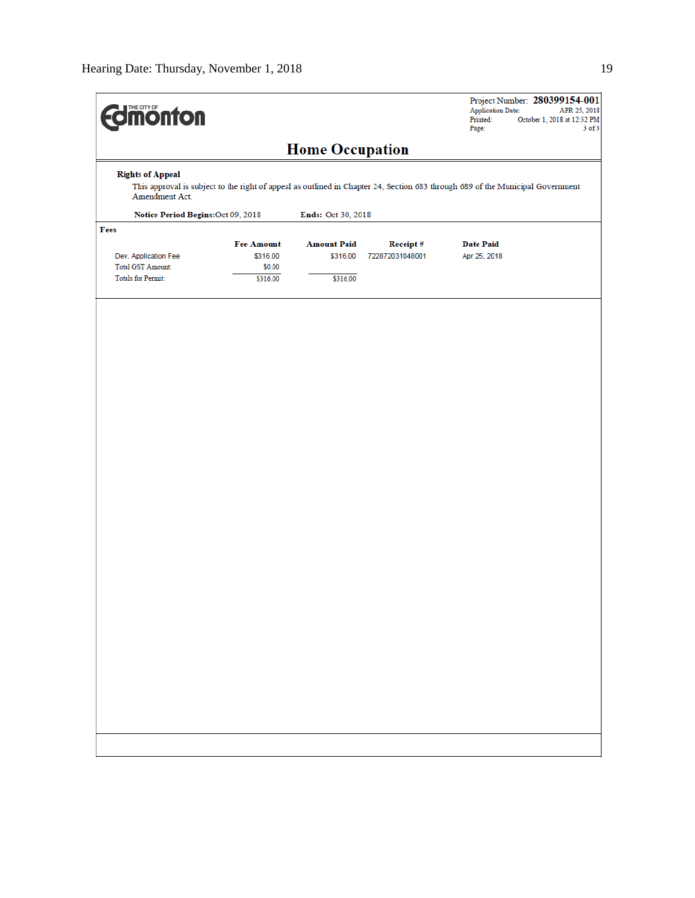THE CITY OF Edmonton

Project Number: **280399154-001**
Application Date: APR 25, 2018
Printed: October 1, 2018 at 12:32 PM

# Home Occupation

**Rights of Appeal**

This approval is subject to the right of appeal as outlined in Chapter 24, Section 683 through 689 of the Municipal Government Amendment Act.

**Notice Period Begins:** Oct 09, 2018 **Ends:** Oct 30, 2018

**Fees**

| | Fee Amount | Amount Paid | Receipt # | Date Paid |
|---|---|---|---|---|
| Dev. Application Fee | $316.00 | $316.00 | 722872031048001 | Apr 25, 2018 |
| Total GST Amount: | $0.00 | | | |
| Totals for Permit: | $316.00 | $316.00 | | |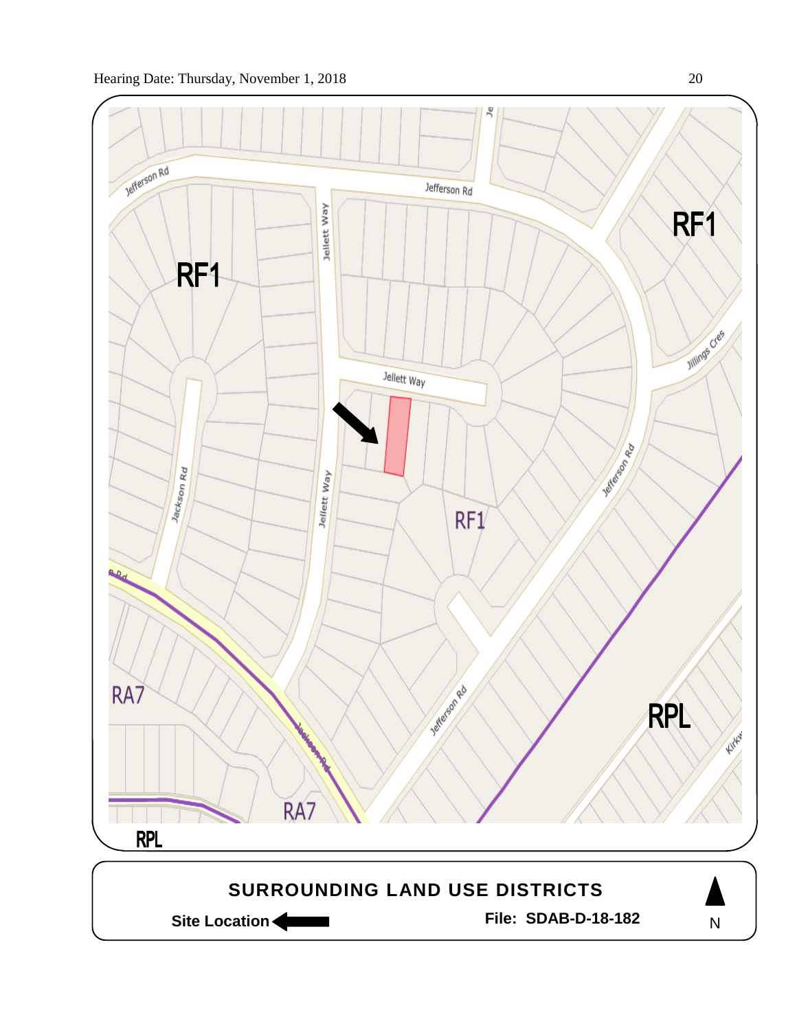RF1

RF1

RF1

RA7

RA7

RPL

RPL

Jefferson Rd

Jefferson Rd

Jellett Way

Jellett Way

Jellett Way

Jackson Rd

Jefferson Rd

Jefferson Rd

Jillings Cres

Jackson Rd

**SURROUNDING LAND USE DISTRICTS**

**Site Location**

**File: SDAB-D-18-182**

N